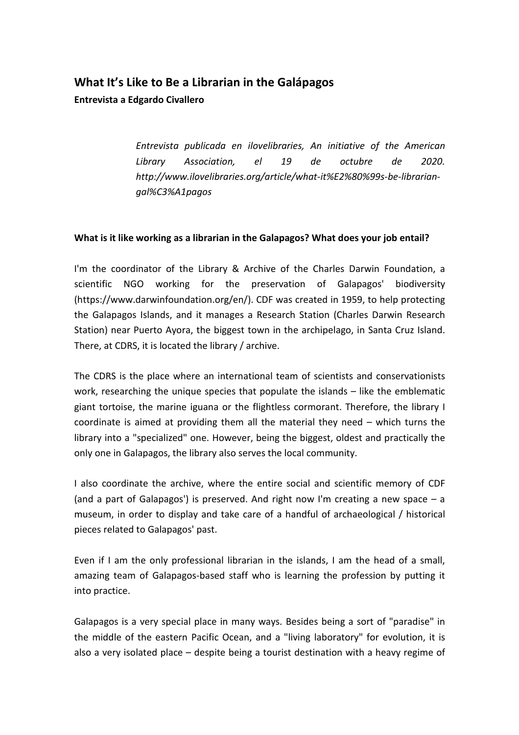## What It's Like to Be a Librarian in the Galápagos

**Entrevista a Edgardo Civallero**

> *Entrevista publicada en ilovelibraries, An initiative of the American Library Association, el 19 de octubre de 2020. http://www.ilovelibraries.org/article/what-it%E2%80%99s-be-librarian-gal%C3%A1pagos*

**What is it like working as a librarian in the Galapagos? What does your job entail?**

I'm the coordinator of the Library & Archive of the Charles Darwin Foundation, a scientific NGO working for the preservation of Galapagos' biodiversity (https://www.darwinfoundation.org/en/). CDF was created in 1959, to help protecting the Galapagos Islands, and it manages a Research Station (Charles Darwin Research Station) near Puerto Ayora, the biggest town in the archipelago, in Santa Cruz Island. There, at CDRS, it is located the library / archive.

The CDRS is the place where an international team of scientists and conservationists work, researching the unique species that populate the islands – like the emblematic giant tortoise, the marine iguana or the flightless cormorant. Therefore, the library I coordinate is aimed at providing them all the material they need – which turns the library into a "specialized" one. However, being the biggest, oldest and practically the only one in Galapagos, the library also serves the local community.

I also coordinate the archive, where the entire social and scientific memory of CDF (and a part of Galapagos') is preserved. And right now I'm creating a new space – a museum, in order to display and take care of a handful of archaeological / historical pieces related to Galapagos' past.

Even if I am the only professional librarian in the islands, I am the head of a small, amazing team of Galapagos-based staff who is learning the profession by putting it into practice.

Galapagos is a very special place in many ways. Besides being a sort of "paradise" in the middle of the eastern Pacific Ocean, and a "living laboratory" for evolution, it is also a very isolated place – despite being a tourist destination with a heavy regime of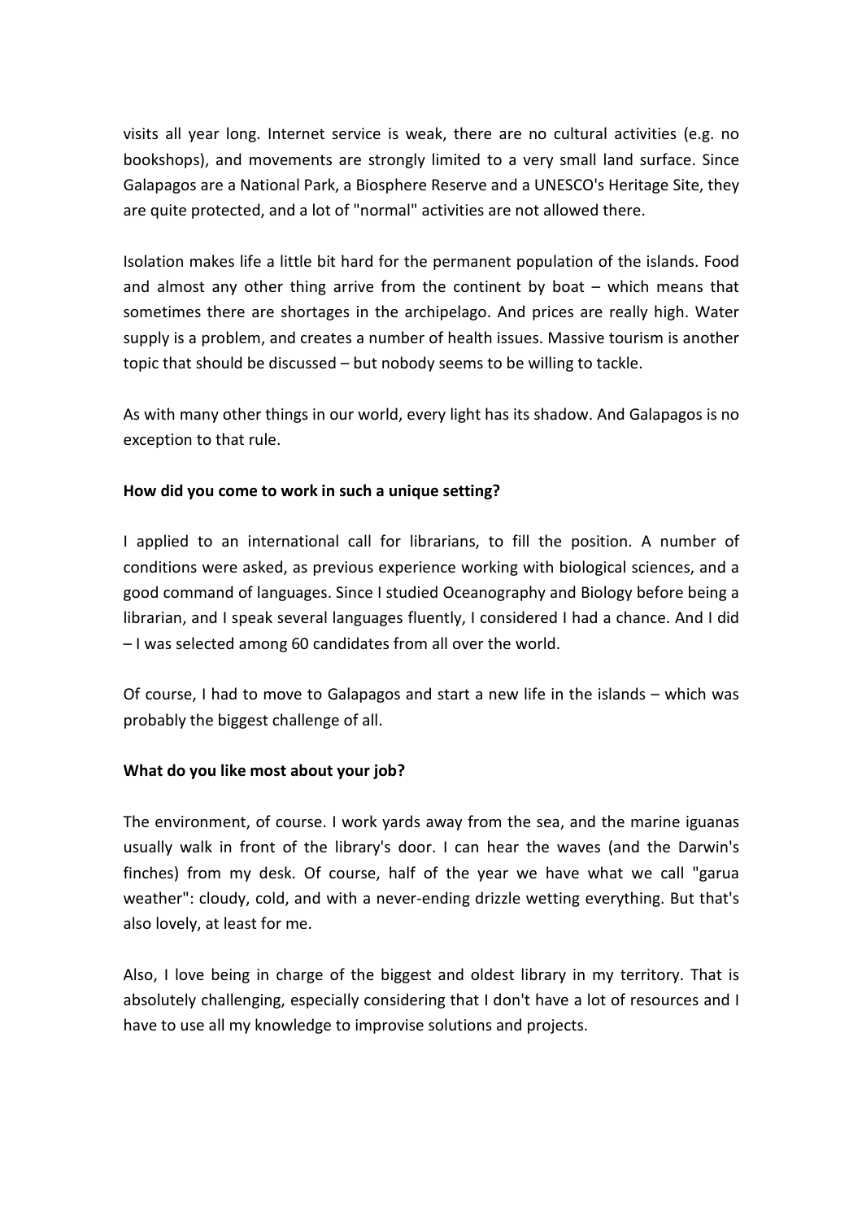visits all year long. Internet service is weak, there are no cultural activities (e.g. no bookshops), and movements are strongly limited to a very small land surface. Since Galapagos are a National Park, a Biosphere Reserve and a UNESCO's Heritage Site, they are quite protected, and a lot of "normal" activities are not allowed there.

Isolation makes life a little bit hard for the permanent population of the islands. Food and almost any other thing arrive from the continent by boat – which means that sometimes there are shortages in the archipelago. And prices are really high. Water supply is a problem, and creates a number of health issues. Massive tourism is another topic that should be discussed – but nobody seems to be willing to tackle.

As with many other things in our world, every light has its shadow. And Galapagos is no exception to that rule.

**How did you come to work in such a unique setting?**

I applied to an international call for librarians, to fill the position. A number of conditions were asked, as previous experience working with biological sciences, and a good command of languages. Since I studied Oceanography and Biology before being a librarian, and I speak several languages fluently, I considered I had a chance. And I did – I was selected among 60 candidates from all over the world.

Of course, I had to move to Galapagos and start a new life in the islands – which was probably the biggest challenge of all.

**What do you like most about your job?**

The environment, of course. I work yards away from the sea, and the marine iguanas usually walk in front of the library's door. I can hear the waves (and the Darwin's finches) from my desk. Of course, half of the year we have what we call "garua weather": cloudy, cold, and with a never-ending drizzle wetting everything. But that's also lovely, at least for me.

Also, I love being in charge of the biggest and oldest library in my territory. That is absolutely challenging, especially considering that I don't have a lot of resources and I have to use all my knowledge to improvise solutions and projects.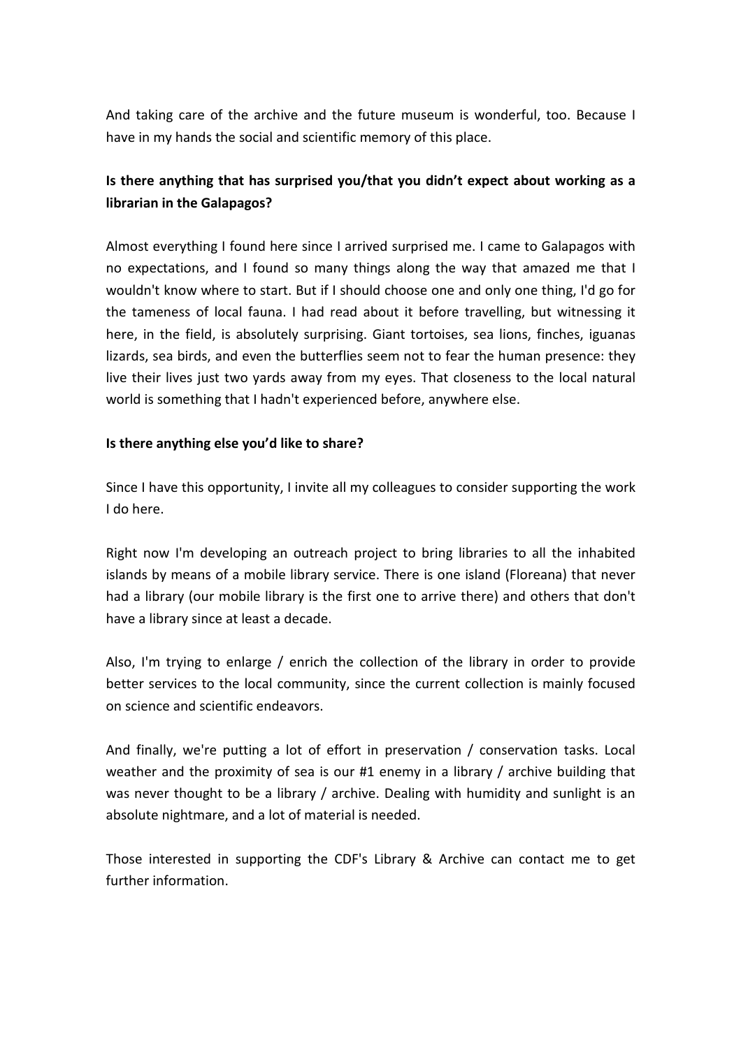And taking care of the archive and the future museum is wonderful, too. Because I have in my hands the social and scientific memory of this place.

**Is there anything that has surprised you/that you didn't expect about working as a librarian in the Galapagos?**

Almost everything I found here since I arrived surprised me. I came to Galapagos with no expectations, and I found so many things along the way that amazed me that I wouldn't know where to start. But if I should choose one and only one thing, I'd go for the tameness of local fauna. I had read about it before travelling, but witnessing it here, in the field, is absolutely surprising. Giant tortoises, sea lions, finches, iguanas lizards, sea birds, and even the butterflies seem not to fear the human presence: they live their lives just two yards away from my eyes. That closeness to the local natural world is something that I hadn't experienced before, anywhere else.

**Is there anything else you'd like to share?**

Since I have this opportunity, I invite all my colleagues to consider supporting the work I do here.

Right now I'm developing an outreach project to bring libraries to all the inhabited islands by means of a mobile library service. There is one island (Floreana) that never had a library (our mobile library is the first one to arrive there) and others that don't have a library since at least a decade.

Also, I'm trying to enlarge / enrich the collection of the library in order to provide better services to the local community, since the current collection is mainly focused on science and scientific endeavors.

And finally, we're putting a lot of effort in preservation / conservation tasks. Local weather and the proximity of sea is our #1 enemy in a library / archive building that was never thought to be a library / archive. Dealing with humidity and sunlight is an absolute nightmare, and a lot of material is needed.

Those interested in supporting the CDF's Library & Archive can contact me to get further information.